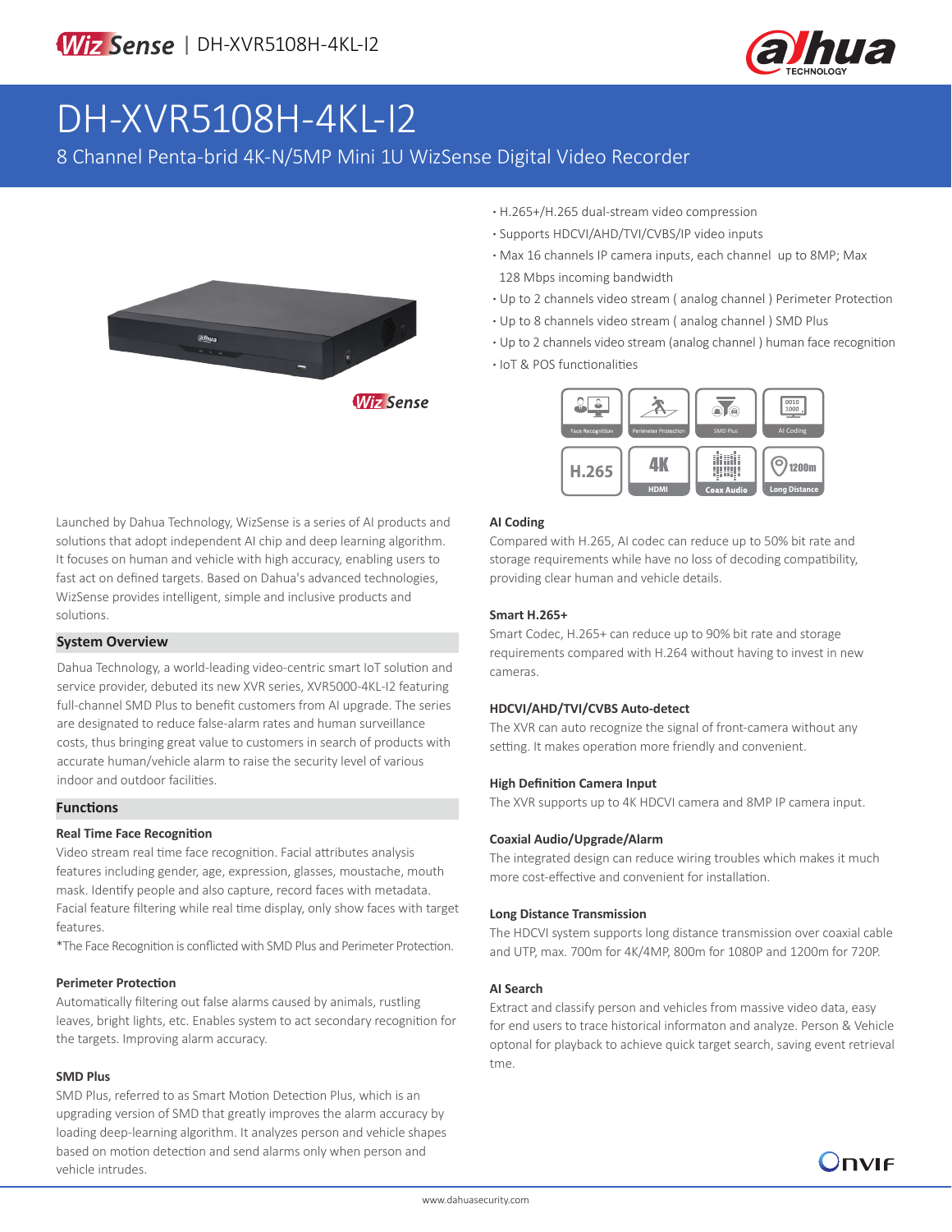# DH-XVR5108H-4KL-I2

8 Channel Penta-brid 4K-N/5MP Mini 1U WizSense Digital Video Recorder

- H.265+/H.265 dual-stream video compression
- Supports HDCVI/AHD/TVI/CVBS/IP video inputs
- Max 16 channels IP camera inputs, each channel up to 8MP; Max 128 Mbps incoming bandwidth
- Up to 2 channels video stream ( analog channel ) Perimeter Protection
- Up to 8 channels video stream ( analog channel ) SMD Plus
- Up to 2 channels video stream (analog channel ) human face recognition
- IoT & POS functionalities

Launched by Dahua Technology, WizSense is a series of AI products and solutions that adopt independent AI chip and deep learning algorithm. It focuses on human and vehicle with high accuracy, enabling users to fast act on defined targets. Based on Dahua's advanced technologies, WizSense provides intelligent, simple and inclusive products and solutions.

## System Overview

Dahua Technology, a world-leading video-centric smart IoT solution and service provider, debuted its new XVR series, XVR5000-4KL-I2 featuring full-channel SMD Plus to benefit customers from AI upgrade. The series are designated to reduce false-alarm rates and human surveillance costs, thus bringing great value to customers in search of products with accurate human/vehicle alarm to raise the security level of various indoor and outdoor facilities.

## Functions

### Real Time Face Recognition

Video stream real time face recognition. Facial attributes analysis features including gender, age, expression, glasses, moustache, mouth mask. Identify people and also capture, record faces with metadata. Facial feature filtering while real time display, only show faces with target features.

*The Face Recognition is conflicted with SMD Plus and Perimeter Protection.

### Perimeter Protection

Automatically filtering out false alarms caused by animals, rustling leaves, bright lights, etc. Enables system to act secondary recognition for the targets. Improving alarm accuracy.

### SMD Plus

SMD Plus, referred to as Smart Motion Detection Plus, which is an upgrading version of SMD that greatly improves the alarm accuracy by loading deep-learning algorithm. It analyzes person and vehicle shapes based on motion detection and send alarms only when person and vehicle intrudes.

### AI Coding

Compared with H.265, AI codec can reduce up to 50% bit rate and storage requirements while have no loss of decoding compatibility, providing clear human and vehicle details.

### Smart H.265+

Smart Codec, H.265+ can reduce up to 90% bit rate and storage requirements compared with H.264 without having to invest in new cameras.

### HDCVI/AHD/TVI/CVBS Auto-detect

The XVR can auto recognize the signal of front-camera without any setting. It makes operation more friendly and convenient.

### High Definition Camera Input

The XVR supports up to 4K HDCVI camera and 8MP IP camera input.

### Coaxial Audio/Upgrade/Alarm

The integrated design can reduce wiring troubles which makes it much more cost-effective and convenient for installation.

### Long Distance Transmission

The HDCVI system supports long distance transmission over coaxial cable and UTP, max. 700m for 4K/4MP, 800m for 1080P and 1200m for 720P.

### AI Search

Extract and classify person and vehicles from massive video data, easy for end users to trace historical informaton and analyze. Person & Vehicle optonal for playback to achieve quick target search, saving event retrieval tme.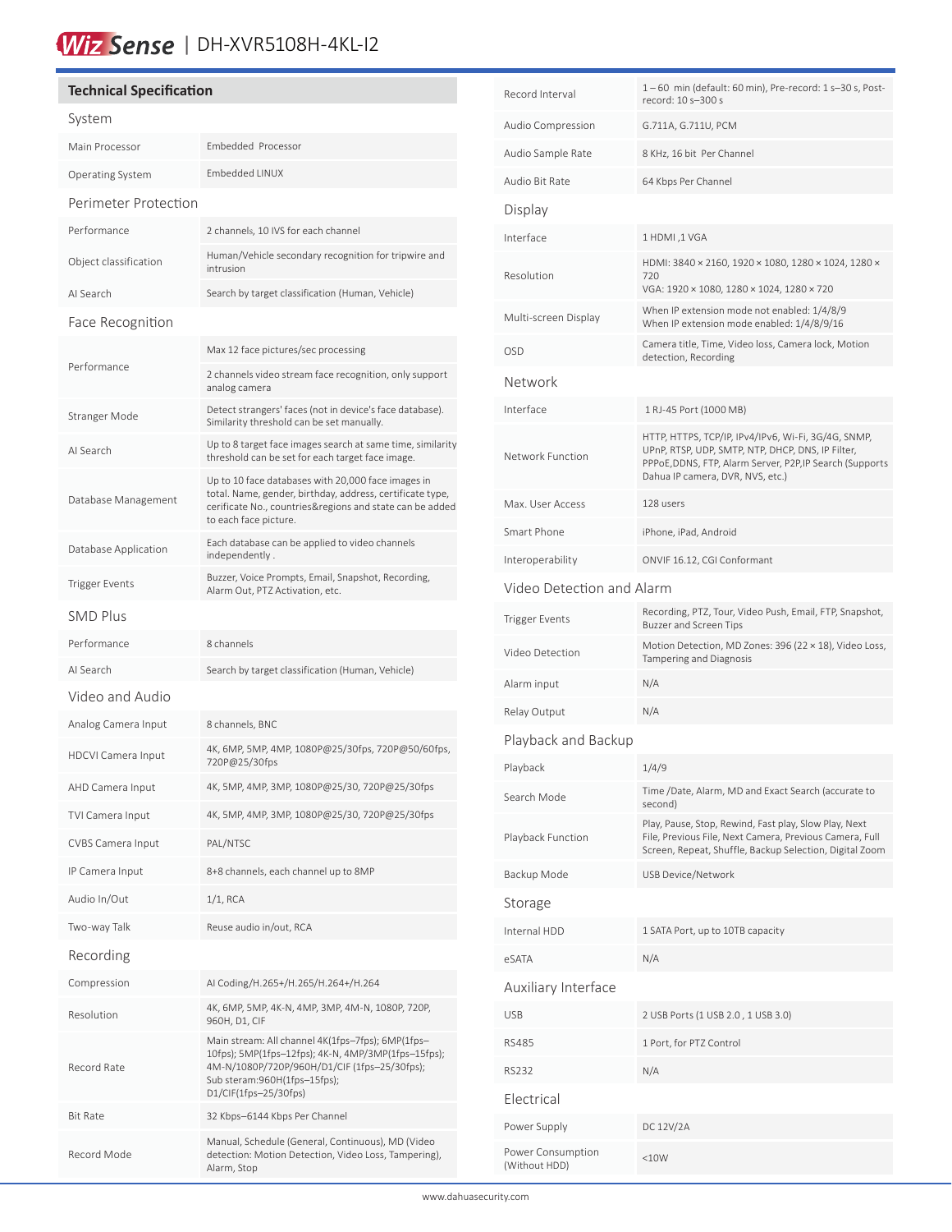WizSense | DH-XVR5108H-4KL-I2

## Technical Specification

### System

| | |
|---|---|
| Main Processor | Embedded Processor |
| Operating System | Embedded LINUX |

### Perimeter Protection

| | |
|---|---|
| Performance | 2 channels, 10 IVS for each channel |
| Object classification | Human/Vehicle secondary recognition for tripwire and intrusion |
| AI Search | Search by target classification (Human, Vehicle) |

### Face Recognition

| | |
|---|---|
| Performance | Max 12 face pictures/sec processing |
| | 2 channels video stream face recognition, only support analog camera |
| Stranger Mode | Detect strangers' faces (not in device's face database). Similarity threshold can be set manually. |
| AI Search | Up to 8 target face images search at same time, similarity threshold can be set for each target face image. |
| Database Management | Up to 10 face databases with 20,000 face images in total. Name, gender, birthday, address, certificate type, cerificate No., countries&regions and state can be added to each face picture. |
| Database Application | Each database can be applied to video channels independently . |
| Trigger Events | Buzzer, Voice Prompts, Email, Snapshot, Recording, Alarm Out, PTZ Activation, etc. |

### SMD Plus

| | |
|---|---|
| Performance | 8 channels |
| AI Search | Search by target classification (Human, Vehicle) |

### Video and Audio

| | |
|---|---|
| Analog Camera Input | 8 channels, BNC |
| HDCVI Camera Input | 4K, 6MP, 5MP, 4MP, 1080P@25/30fps, 720P@50/60fps, 720P@25/30fps |
| AHD Camera Input | 4K, 5MP, 4MP, 3MP, 1080P@25/30, 720P@25/30fps |
| TVI Camera Input | 4K, 5MP, 4MP, 3MP, 1080P@25/30, 720P@25/30fps |
| CVBS Camera Input | PAL/NTSC |
| IP Camera Input | 8+8 channels, each channel up to 8MP |
| Audio In/Out | 1/1, RCA |
| Two-way Talk | Reuse audio in/out, RCA |

### Recording

| | |
|---|---|
| Compression | AI Coding/H.265+/H.265/H.264+/H.264 |
| Resolution | 4K, 6MP, 5MP, 4K-N, 4MP, 3MP, 4M-N, 1080P, 720P, 960H, D1, CIF |
| Record Rate | Main stream: All channel 4K(1fps–7fps); 6MP(1fps–10fps); 5MP(1fps–12fps); 4K-N, 4MP/3MP(1fps–15fps); 4M-N/1080P/720P/960H/D1/CIF (1fps–25/30fps);<br>Sub steram:960H(1fps–15fps);<br>D1/CIF(1fps–25/30fps) |
| Bit Rate | 32 Kbps–6144 Kbps Per Channel |
| Record Mode | Manual, Schedule (General, Continuous), MD (Video detection: Motion Detection, Video Loss, Tampering), Alarm, Stop |
| Record Interval | 1 – 60 min (default: 60 min), Pre-record: 1 s–30 s, Post-record: 10 s–300 s |
| Audio Compression | G.711A, G.711U, PCM |
| Audio Sample Rate | 8 KHz, 16 bit Per Channel |
| Audio Bit Rate | 64 Kbps Per Channel |

### Display

| | |
|---|---|
| Interface | 1 HDMI ,1 VGA |
| Resolution | HDMI: 3840 × 2160, 1920 × 1080, 1280 × 1024, 1280 × 720<br>VGA: 1920 × 1080, 1280 × 1024, 1280 × 720 |
| Multi-screen Display | When IP extension mode not enabled: 1/4/8/9<br>When IP extension mode enabled: 1/4/8/9/16 |
| OSD | Camera title, Time, Video loss, Camera lock, Motion detection, Recording |

### Network

| | |
|---|---|
| Interface | 1 RJ-45 Port (1000 MB) |
| Network Function | HTTP, HTTPS, TCP/IP, IPv4/IPv6, Wi-Fi, 3G/4G, SNMP, UPnP, RTSP, UDP, SMTP, NTP, DHCP, DNS, IP Filter, PPPoE,DDNS, FTP, Alarm Server, P2P,IP Search (Supports Dahua IP camera, DVR, NVS, etc.) |
| Max. User Access | 128 users |
| Smart Phone | iPhone, iPad, Android |
| Interoperability | ONVIF 16.12, CGI Conformant |

### Video Detection and Alarm

| | |
|---|---|
| Trigger Events | Recording, PTZ, Tour, Video Push, Email, FTP, Snapshot, Buzzer and Screen Tips |
| Video Detection | Motion Detection, MD Zones: 396 (22 × 18), Video Loss, Tampering and Diagnosis |
| Alarm input | N/A |
| Relay Output | N/A |

### Playback and Backup

| | |
|---|---|
| Playback | 1/4/9 |
| Search Mode | Time /Date, Alarm, MD and Exact Search (accurate to second) |
| Playback Function | Play, Pause, Stop, Rewind, Fast play, Slow Play, Next File, Previous File, Next Camera, Previous Camera, Full Screen, Repeat, Shuffle, Backup Selection, Digital Zoom |
| Backup Mode | USB Device/Network |

### Storage

| | |
|---|---|
| Internal HDD | 1 SATA Port, up to 10TB capacity |
| eSATA | N/A |

### Auxiliary Interface

| | |
|---|---|
| USB | 2 USB Ports (1 USB 2.0 , 1 USB 3.0) |
| RS485 | 1 Port, for PTZ Control |
| RS232 | N/A |

### Electrical

| | |
|---|---|
| Power Supply | DC 12V/2A |
| Power Consumption (Without HDD) | <10W |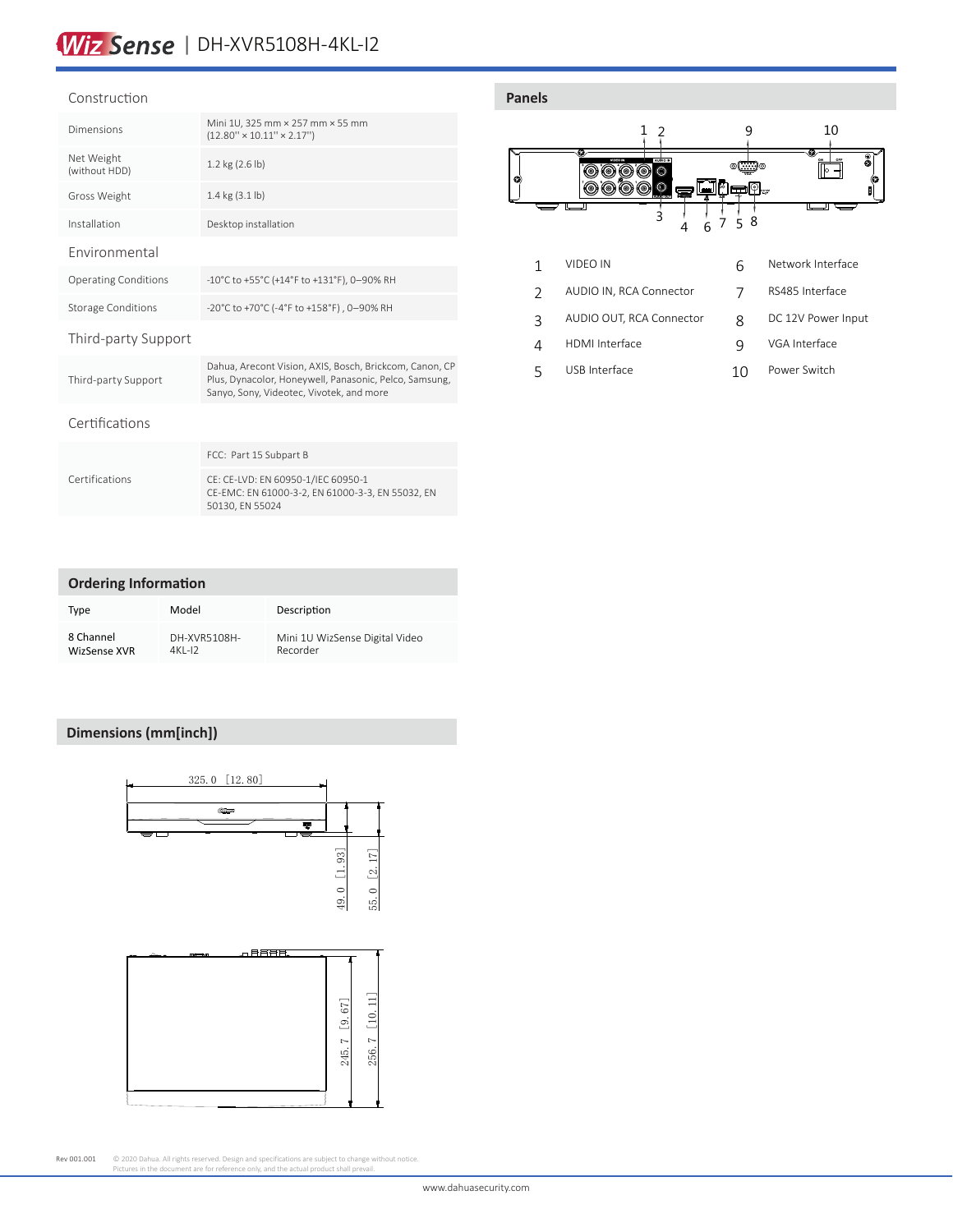## Construction

| | |
|---|---|
| Dimensions | Mini 1U, 325 mm × 257 mm × 55 mm (12.80" × 10.11" × 2.17") |
| Net Weight (without HDD) | 1.2 kg (2.6 lb) |
| Gross Weight | 1.4 kg (3.1 lb) |
| Installation | Desktop installation |

## Environmental

| | |
|---|---|
| Operating Conditions | -10°C to +55°C (+14°F to +131°F), 0–90% RH |
| Storage Conditions | -20°C to +70°C (-4°F to +158°F) , 0–90% RH |

## Third-party Support

| | |
|---|---|
| Third-party Support | Dahua, Arecont Vision, AXIS, Bosch, Brickcom, Canon, CP Plus, Dynacolor, Honeywell, Panasonic, Pelco, Samsung, Sanyo, Sony, Videotec, Vivotek, and more |

## Certifications

| | |
|---|---|
| Certifications | FCC: Part 15 Subpart B |
| | CE: CE-LVD: EN 60950-1/IEC 60950-1<br>CE-EMC: EN 61000-3-2, EN 61000-3-3, EN 55032, EN 50130, EN 55024 |

## Ordering Information

| Type | Model | Description |
|---|---|---|
| 8 Channel WizSense XVR | DH-XVR5108H-4KL-I2 | Mini 1U WizSense Digital Video Recorder |

## Dimensions (mm[inch])

325. 0 [12. 80]

49. 0 [1. 93]

55. 0 [2. 17]

245. 7 [9. 67]

256. 7 [10. 11]

## Panels

| | | | |
|---|---|---|---|
| 1 | VIDEO IN | 6 | Network Interface |
| 2 | AUDIO IN, RCA Connector | 7 | RS485 Interface |
| 3 | AUDIO OUT, RCA Connector | 8 | DC 12V Power Input |
| 4 | HDMI Interface | 9 | VGA Interface |
| 5 | USB Interface | 10 | Power Switch |

Rev 001.001 © 2020 Dahua. All rights reserved. Design and specifications are subject to change without notice. Pictures in the document are for reference only, and the actual product shall prevail.